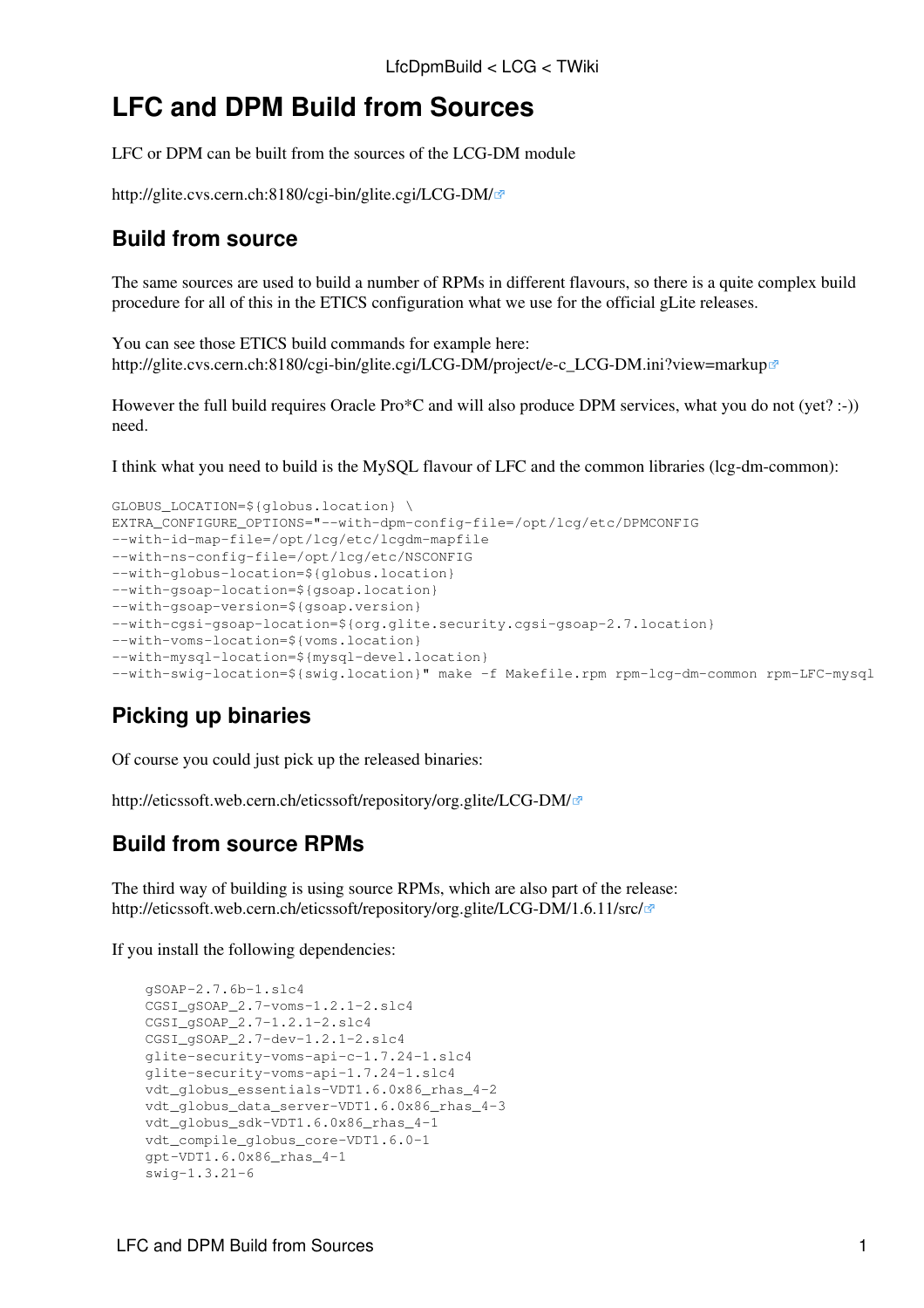# LFC and DPM Build from Sources

LFC or DPM can be built from the sources of the LCG-DM module

http://glite.cvs.cern.ch:8180/cgi-bin/glite.cgi/LCG-DM/

## Build from source

The same sources are used to build a number of RPMs in different flavours, so there is a quite complex build procedure for all of this in the ETICS configuration what we use for the official gLite releases.

You can see those ETICS build commands for example here: http://glite.cvs.cern.ch:8180/cgi-bin/glite.cgi/LCG-DM/project/e-c_LCG-DM.ini?view=markup

However the full build requires Oracle Pro*C and will also produce DPM services, what you do not (yet? :-)) need.

I think what you need to build is the MySQL flavour of LFC and the common libraries (lcg-dm-common):

```
GLOBUS_LOCATION=${globus.location} \
EXTRA_CONFIGURE_OPTIONS="--with-dpm-config-file=/opt/lcg/etc/DPMCONFIG
--with-id-map-file=/opt/lcg/etc/lcgdm-mapfile
--with-ns-config-file=/opt/lcg/etc/NSCONFIG
--with-globus-location=${globus.location}
--with-gsoap-location=${gsoap.location}
--with-gsoap-version=${gsoap.version}
--with-cgsi-gsoap-location=${org.glite.security.cgsi-gsoap-2.7.location}
--with-voms-location=${voms.location}
--with-mysql-location=${mysql-devel.location}
--with-swig-location=${swig.location}" make -f Makefile.rpm rpm-lcg-dm-common rpm-LFC-mysql
```

## Picking up binaries

Of course you could just pick up the released binaries:

http://eticssoft.web.cern.ch/eticssoft/repository/org.glite/LCG-DM/

## Build from source RPMs

The third way of building is using source RPMs, which are also part of the release: http://eticssoft.web.cern.ch/eticssoft/repository/org.glite/LCG-DM/1.6.11/src/

If you install the following dependencies:

```
gSOAP-2.7.6b-1.slc4
CGSI_gSOAP_2.7-voms-1.2.1-2.slc4
CGSI_gSOAP_2.7-1.2.1-2.slc4
CGSI_gSOAP_2.7-dev-1.2.1-2.slc4
glite-security-voms-api-c-1.7.24-1.slc4
glite-security-voms-api-1.7.24-1.slc4
vdt_globus_essentials-VDT1.6.0x86_rhas_4-2
vdt_globus_data_server-VDT1.6.0x86_rhas_4-3
vdt_globus_sdk-VDT1.6.0x86_rhas_4-1
vdt_compile_globus_core-VDT1.6.0-1
gpt-VDT1.6.0x86_rhas_4-1
swig-1.3.21-6
```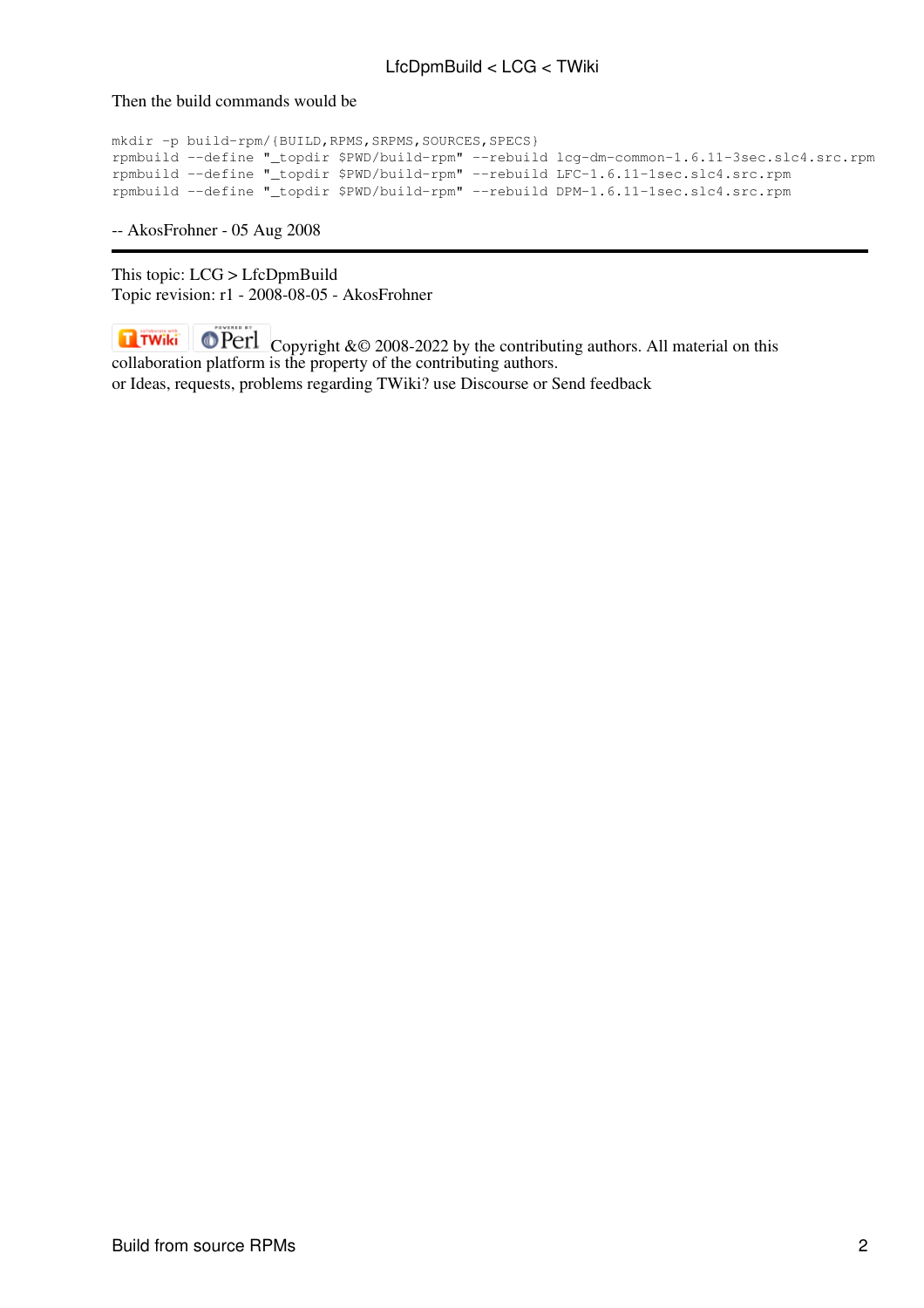Then the build commands would be

```
mkdir -p build-rpm/{BUILD,RPMS,SRPMS,SOURCES,SPECS}
rpmbuild --define "_topdir $PWD/build-rpm" --rebuild lcg-dm-common-1.6.11-3sec.slc4.src.rpm
rpmbuild --define "_topdir $PWD/build-rpm" --rebuild LFC-1.6.11-1sec.slc4.src.rpm
rpmbuild --define "_topdir $PWD/build-rpm" --rebuild DPM-1.6.11-1sec.slc4.src.rpm
```

-- AkosFrohner - 05 Aug 2008

---

This topic: LCG > LfcDpmBuild
Topic revision: r1 - 2008-08-05 - AkosFrohner

Copyright &© 2008-2022 by the contributing authors. All material on this collaboration platform is the property of the contributing authors.
or Ideas, requests, problems regarding TWiki? use Discourse or Send feedback